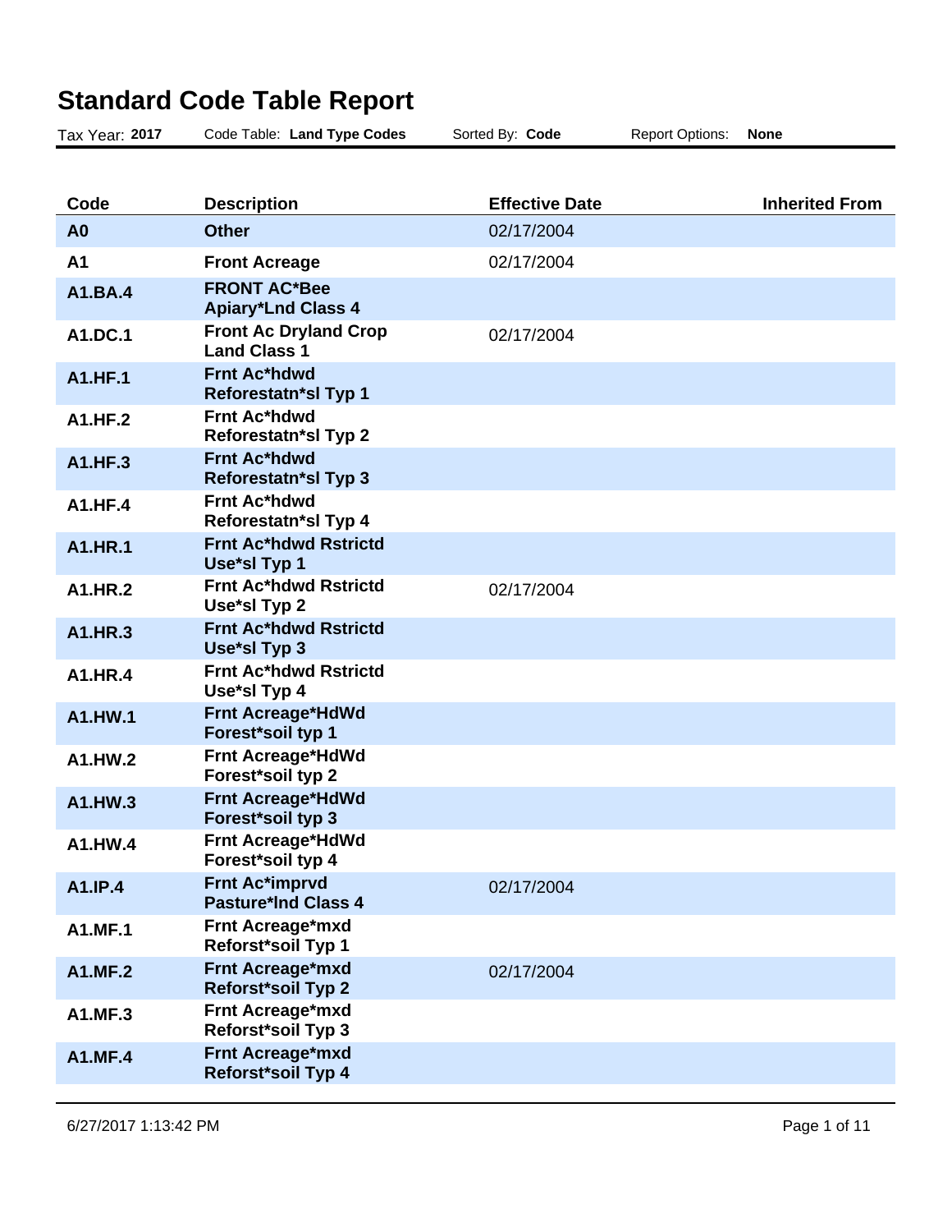# Standard Code Table Report

Tax Year: **2017** Code Table: **Land Type Codes** Sorted By: **Code** Report Options: **None**

| Code | Description | Effective Date | Inherited From |
| --- | --- | --- | --- |
| **A0** | **Other** | 02/17/2004 | |
| **A1** | **Front Acreage** | 02/17/2004 | |
| **A1.BA.4** | **FRONT AC*Bee Apiary*Lnd Class 4** | | |
| **A1.DC.1** | **Front Ac Dryland Crop Land Class 1** | 02/17/2004 | |
| **A1.HF.1** | **Frnt Ac*hdwd Reforestatn*sl Typ 1** | | |
| **A1.HF.2** | **Frnt Ac*hdwd Reforestatn*sl Typ 2** | | |
| **A1.HF.3** | **Frnt Ac*hdwd Reforestatn*sl Typ 3** | | |
| **A1.HF.4** | **Frnt Ac*hdwd Reforestatn*sl Typ 4** | | |
| **A1.HR.1** | **Frnt Ac*hdwd Rstrictd Use*sl Typ 1** | | |
| **A1.HR.2** | **Frnt Ac*hdwd Rstrictd Use*sl Typ 2** | 02/17/2004 | |
| **A1.HR.3** | **Frnt Ac*hdwd Rstrictd Use*sl Typ 3** | | |
| **A1.HR.4** | **Frnt Ac*hdwd Rstrictd Use*sl Typ 4** | | |
| **A1.HW.1** | **Frnt Acreage*HdWd Forest*soil typ 1** | | |
| **A1.HW.2** | **Frnt Acreage*HdWd Forest*soil typ 2** | | |
| **A1.HW.3** | **Frnt Acreage*HdWd Forest*soil typ 3** | | |
| **A1.HW.4** | **Frnt Acreage*HdWd Forest*soil typ 4** | | |
| **A1.IP.4** | **Frnt Ac*imprvd Pasture*lnd Class 4** | 02/17/2004 | |
| **A1.MF.1** | **Frnt Acreage*mxd Reforst*soil Typ 1** | | |
| **A1.MF.2** | **Frnt Acreage*mxd Reforst*soil Typ 2** | 02/17/2004 | |
| **A1.MF.3** | **Frnt Acreage*mxd Reforst*soil Typ 3** | | |
| **A1.MF.4** | **Frnt Acreage*mxd Reforst*soil Typ 4** | | |

6/27/2017 1:13:42 PM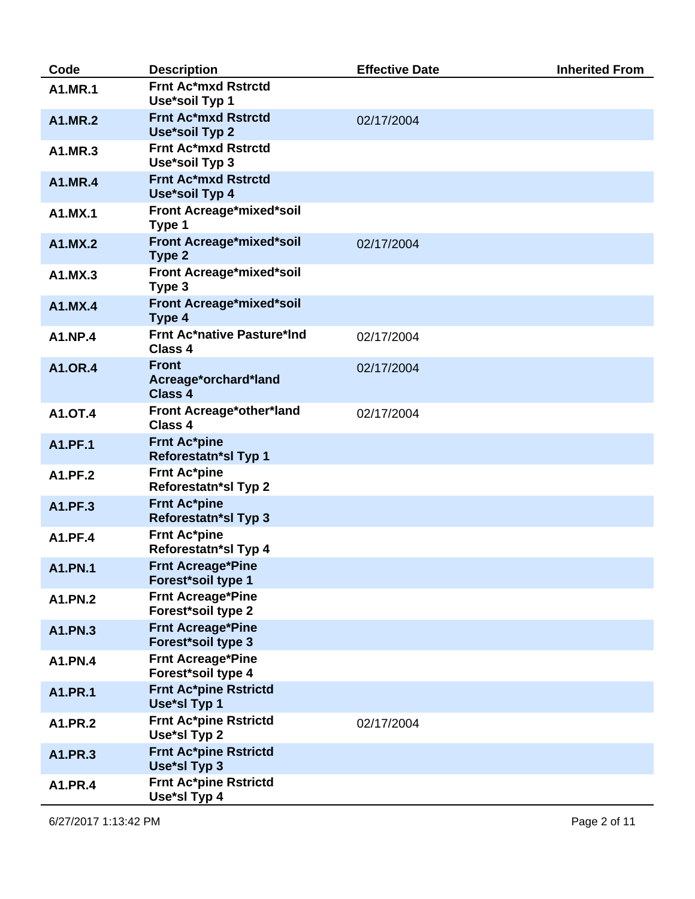| Code | Description | Effective Date | Inherited From |
|---|---|---|---|
| **A1.MR.1** | **Frnt Ac*mxd Rstrctd Use*soil Typ 1** | | |
| **A1.MR.2** | **Frnt Ac*mxd Rstrctd Use*soil Typ 2** | 02/17/2004 | |
| **A1.MR.3** | **Frnt Ac*mxd Rstrctd Use*soil Typ 3** | | |
| **A1.MR.4** | **Frnt Ac*mxd Rstrctd Use*soil Typ 4** | | |
| **A1.MX.1** | **Front Acreage*mixed*soil Type 1** | | |
| **A1.MX.2** | **Front Acreage*mixed*soil Type 2** | 02/17/2004 | |
| **A1.MX.3** | **Front Acreage*mixed*soil Type 3** | | |
| **A1.MX.4** | **Front Acreage*mixed*soil Type 4** | | |
| **A1.NP.4** | **Frnt Ac*native Pasture*lnd Class 4** | 02/17/2004 | |
| **A1.OR.4** | **Front Acreage*orchard*land Class 4** | 02/17/2004 | |
| **A1.OT.4** | **Front Acreage*other*land Class 4** | 02/17/2004 | |
| **A1.PF.1** | **Frnt Ac*pine Reforestatn*sl Typ 1** | | |
| **A1.PF.2** | **Frnt Ac*pine Reforestatn*sl Typ 2** | | |
| **A1.PF.3** | **Frnt Ac*pine Reforestatn*sl Typ 3** | | |
| **A1.PF.4** | **Frnt Ac*pine Reforestatn*sl Typ 4** | | |
| **A1.PN.1** | **Frnt Acreage*Pine Forest*soil type 1** | | |
| **A1.PN.2** | **Frnt Acreage*Pine Forest*soil type 2** | | |
| **A1.PN.3** | **Frnt Acreage*Pine Forest*soil type 3** | | |
| **A1.PN.4** | **Frnt Acreage*Pine Forest*soil type 4** | | |
| **A1.PR.1** | **Frnt Ac*pine Rstrictd Use*sl Typ 1** | | |
| **A1.PR.2** | **Frnt Ac*pine Rstrictd Use*sl Typ 2** | 02/17/2004 | |
| **A1.PR.3** | **Frnt Ac*pine Rstrictd Use*sl Typ 3** | | |
| **A1.PR.4** | **Frnt Ac*pine Rstrictd Use*sl Typ 4** | | |

6/27/2017 1:13:42 PM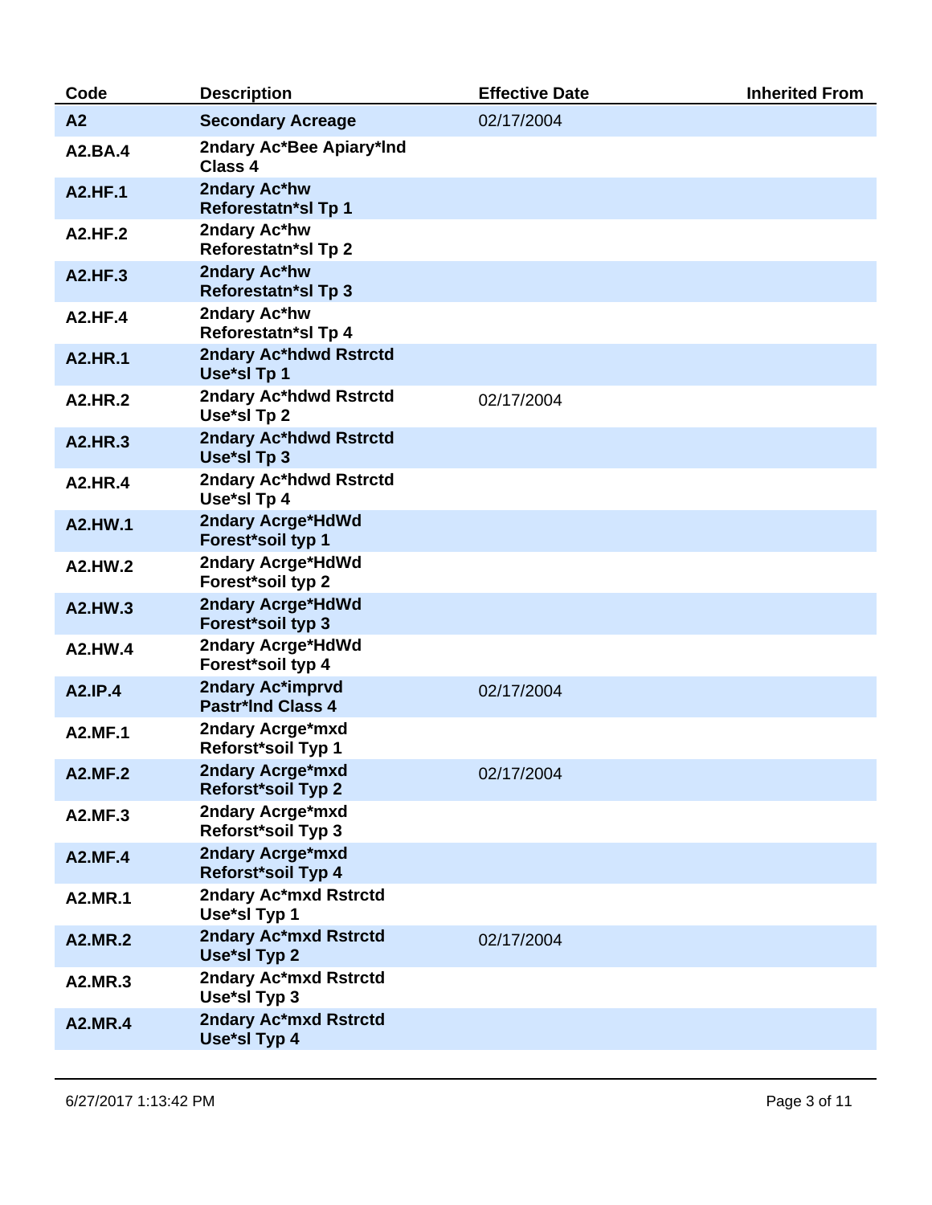| Code | Description | Effective Date | Inherited From |
|---|---|---|---|
| **A2** | **Secondary Acreage** | 02/17/2004 | |
| **A2.BA.4** | **2ndary Ac*Bee Apiary*lnd Class 4** | | |
| **A2.HF.1** | **2ndary Ac*hw Reforestatn*sl Tp 1** | | |
| **A2.HF.2** | **2ndary Ac*hw Reforestatn*sl Tp 2** | | |
| **A2.HF.3** | **2ndary Ac*hw Reforestatn*sl Tp 3** | | |
| **A2.HF.4** | **2ndary Ac*hw Reforestatn*sl Tp 4** | | |
| **A2.HR.1** | **2ndary Ac*hdwd Rstrctd Use*sl Tp 1** | | |
| **A2.HR.2** | **2ndary Ac*hdwd Rstrctd Use*sl Tp 2** | 02/17/2004 | |
| **A2.HR.3** | **2ndary Ac*hdwd Rstrctd Use*sl Tp 3** | | |
| **A2.HR.4** | **2ndary Ac*hdwd Rstrctd Use*sl Tp 4** | | |
| **A2.HW.1** | **2ndary Acrge*HdWd Forest*soil typ 1** | | |
| **A2.HW.2** | **2ndary Acrge*HdWd Forest*soil typ 2** | | |
| **A2.HW.3** | **2ndary Acrge*HdWd Forest*soil typ 3** | | |
| **A2.HW.4** | **2ndary Acrge*HdWd Forest*soil typ 4** | | |
| **A2.IP.4** | **2ndary Ac*imprvd Pastr*lnd Class 4** | 02/17/2004 | |
| **A2.MF.1** | **2ndary Acrge*mxd Reforst*soil Typ 1** | | |
| **A2.MF.2** | **2ndary Acrge*mxd Reforst*soil Typ 2** | 02/17/2004 | |
| **A2.MF.3** | **2ndary Acrge*mxd Reforst*soil Typ 3** | | |
| **A2.MF.4** | **2ndary Acrge*mxd Reforst*soil Typ 4** | | |
| **A2.MR.1** | **2ndary Ac*mxd Rstrctd Use*sl Typ 1** | | |
| **A2.MR.2** | **2ndary Ac*mxd Rstrctd Use*sl Typ 2** | 02/17/2004 | |
| **A2.MR.3** | **2ndary Ac*mxd Rstrctd Use*sl Typ 3** | | |
| **A2.MR.4** | **2ndary Ac*mxd Rstrctd Use*sl Typ 4** | | |

6/27/2017 1:13:42 PM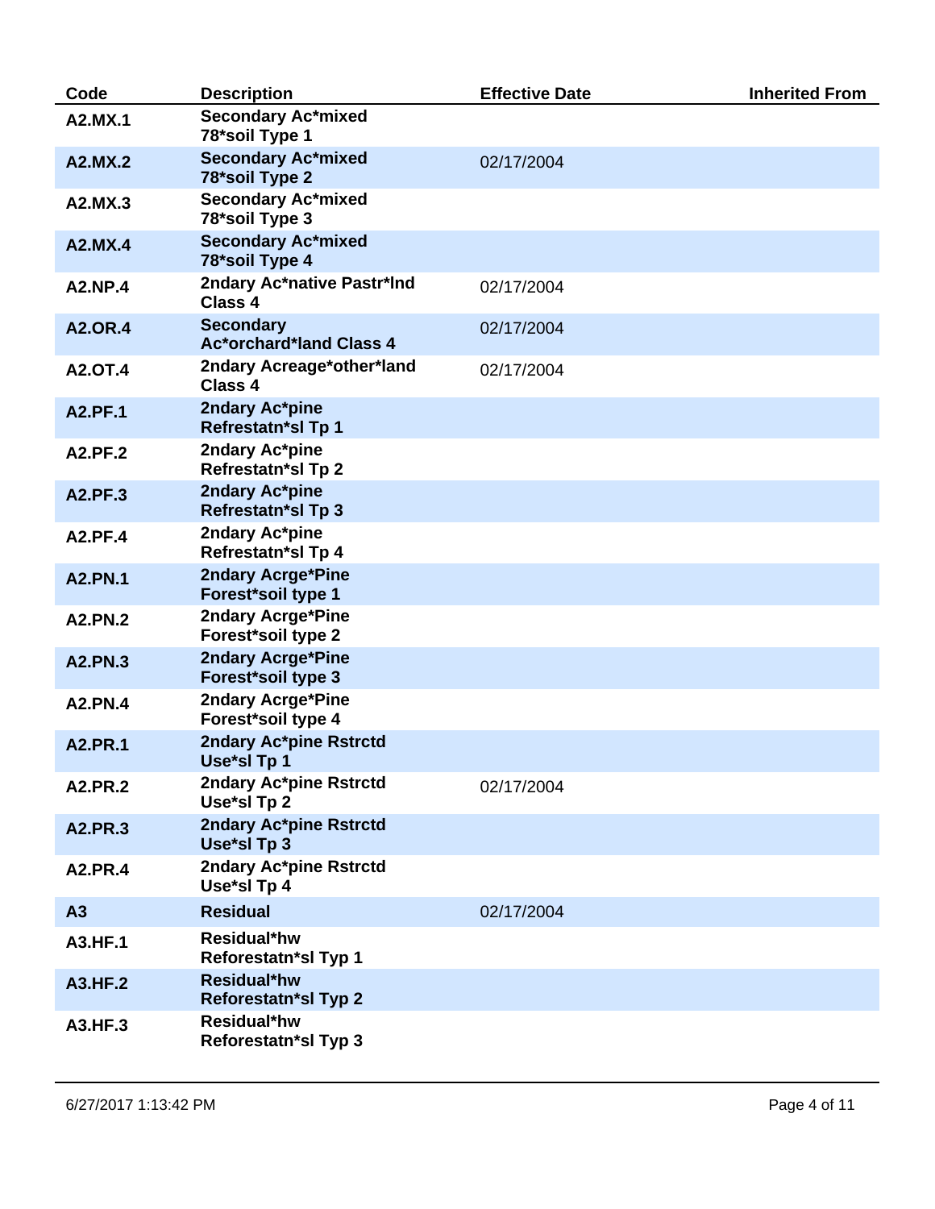| Code | Description | Effective Date | Inherited From |
|---|---|---|---|
| **A2.MX.1** | **Secondary Ac*mixed 78*soil Type 1** | | |
| **A2.MX.2** | **Secondary Ac*mixed 78*soil Type 2** | 02/17/2004 | |
| **A2.MX.3** | **Secondary Ac*mixed 78*soil Type 3** | | |
| **A2.MX.4** | **Secondary Ac*mixed 78*soil Type 4** | | |
| **A2.NP.4** | **2ndary Ac*native Pastr*lnd Class 4** | 02/17/2004 | |
| **A2.OR.4** | **Secondary Ac*orchard*land Class 4** | 02/17/2004 | |
| **A2.OT.4** | **2ndary Acreage*other*land Class 4** | 02/17/2004 | |
| **A2.PF.1** | **2ndary Ac*pine Refrestatn*sl Tp 1** | | |
| **A2.PF.2** | **2ndary Ac*pine Refrestatn*sl Tp 2** | | |
| **A2.PF.3** | **2ndary Ac*pine Refrestatn*sl Tp 3** | | |
| **A2.PF.4** | **2ndary Ac*pine Refrestatn*sl Tp 4** | | |
| **A2.PN.1** | **2ndary Acrge*Pine Forest*soil type 1** | | |
| **A2.PN.2** | **2ndary Acrge*Pine Forest*soil type 2** | | |
| **A2.PN.3** | **2ndary Acrge*Pine Forest*soil type 3** | | |
| **A2.PN.4** | **2ndary Acrge*Pine Forest*soil type 4** | | |
| **A2.PR.1** | **2ndary Ac*pine Rstrctd Use*sl Tp 1** | | |
| **A2.PR.2** | **2ndary Ac*pine Rstrctd Use*sl Tp 2** | 02/17/2004 | |
| **A2.PR.3** | **2ndary Ac*pine Rstrctd Use*sl Tp 3** | | |
| **A2.PR.4** | **2ndary Ac*pine Rstrctd Use*sl Tp 4** | | |
| **A3** | **Residual** | 02/17/2004 | |
| **A3.HF.1** | **Residual*hw Reforestatn*sl Typ 1** | | |
| **A3.HF.2** | **Residual*hw Reforestatn*sl Typ 2** | | |
| **A3.HF.3** | **Residual*hw Reforestatn*sl Typ 3** | | |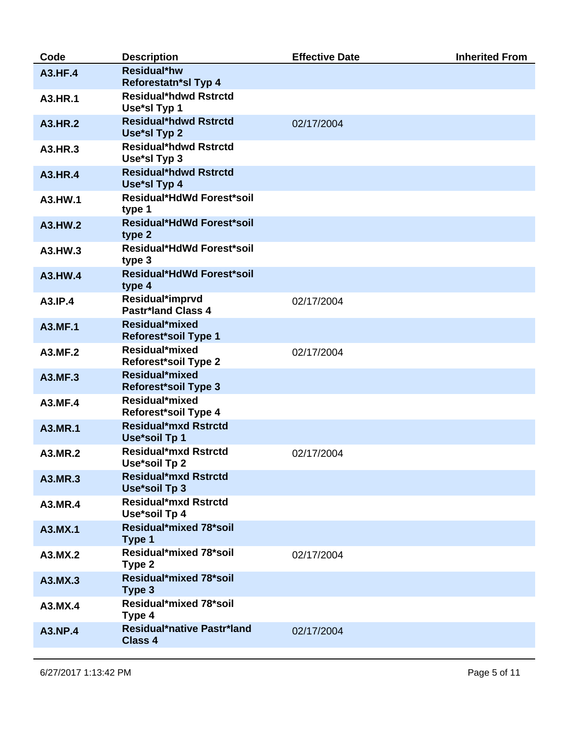| Code | Description | Effective Date | Inherited From |
|---|---|---|---|
| **A3.HF.4** | **Residual*hw Reforestatn*sl Typ 4** | | |
| **A3.HR.1** | **Residual*hdwd Rstrctd Use*sl Typ 1** | | |
| **A3.HR.2** | **Residual*hdwd Rstrctd Use*sl Typ 2** | 02/17/2004 | |
| **A3.HR.3** | **Residual*hdwd Rstrctd Use*sl Typ 3** | | |
| **A3.HR.4** | **Residual*hdwd Rstrctd Use*sl Typ 4** | | |
| **A3.HW.1** | **Residual*HdWd Forest*soil type 1** | | |
| **A3.HW.2** | **Residual*HdWd Forest*soil type 2** | | |
| **A3.HW.3** | **Residual*HdWd Forest*soil type 3** | | |
| **A3.HW.4** | **Residual*HdWd Forest*soil type 4** | | |
| **A3.IP.4** | **Residual*imprvd Pastr*land Class 4** | 02/17/2004 | |
| **A3.MF.1** | **Residual*mixed Reforest*soil Type 1** | | |
| **A3.MF.2** | **Residual*mixed Reforest*soil Type 2** | 02/17/2004 | |
| **A3.MF.3** | **Residual*mixed Reforest*soil Type 3** | | |
| **A3.MF.4** | **Residual*mixed Reforest*soil Type 4** | | |
| **A3.MR.1** | **Residual*mxd Rstrctd Use*soil Tp 1** | | |
| **A3.MR.2** | **Residual*mxd Rstrctd Use*soil Tp 2** | 02/17/2004 | |
| **A3.MR.3** | **Residual*mxd Rstrctd Use*soil Tp 3** | | |
| **A3.MR.4** | **Residual*mxd Rstrctd Use*soil Tp 4** | | |
| **A3.MX.1** | **Residual*mixed 78*soil Type 1** | | |
| **A3.MX.2** | **Residual*mixed 78*soil Type 2** | 02/17/2004 | |
| **A3.MX.3** | **Residual*mixed 78*soil Type 3** | | |
| **A3.MX.4** | **Residual*mixed 78*soil Type 4** | | |
| **A3.NP.4** | **Residual*native Pastr*land Class 4** | 02/17/2004 | |

6/27/2017 1:13:42 PM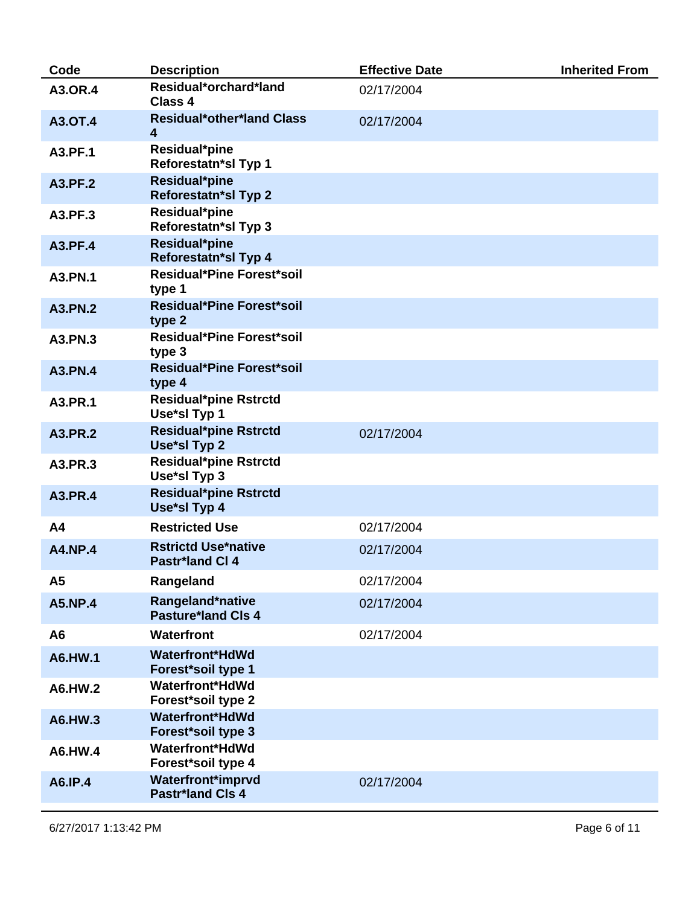| Code | Description | Effective Date | Inherited From |
|---|---|---|---|
| **A3.OR.4** | **Residual*orchard*land Class 4** | 02/17/2004 | |
| **A3.OT.4** | **Residual*other*land Class 4** | 02/17/2004 | |
| **A3.PF.1** | **Residual*pine Reforestatn*sl Typ 1** | | |
| **A3.PF.2** | **Residual*pine Reforestatn*sl Typ 2** | | |
| **A3.PF.3** | **Residual*pine Reforestatn*sl Typ 3** | | |
| **A3.PF.4** | **Residual*pine Reforestatn*sl Typ 4** | | |
| **A3.PN.1** | **Residual*Pine Forest*soil type 1** | | |
| **A3.PN.2** | **Residual*Pine Forest*soil type 2** | | |
| **A3.PN.3** | **Residual*Pine Forest*soil type 3** | | |
| **A3.PN.4** | **Residual*Pine Forest*soil type 4** | | |
| **A3.PR.1** | **Residual*pine Rstrctd Use*sl Typ 1** | | |
| **A3.PR.2** | **Residual*pine Rstrctd Use*sl Typ 2** | 02/17/2004 | |
| **A3.PR.3** | **Residual*pine Rstrctd Use*sl Typ 3** | | |
| **A3.PR.4** | **Residual*pine Rstrctd Use*sl Typ 4** | | |
| **A4** | **Restricted Use** | 02/17/2004 | |
| **A4.NP.4** | **Rstrictd Use*native Pastr*land Cl 4** | 02/17/2004 | |
| **A5** | **Rangeland** | 02/17/2004 | |
| **A5.NP.4** | **Rangeland*native Pasture*land Cls 4** | 02/17/2004 | |
| **A6** | **Waterfront** | 02/17/2004 | |
| **A6.HW.1** | **Waterfront*HdWd Forest*soil type 1** | | |
| **A6.HW.2** | **Waterfront*HdWd Forest*soil type 2** | | |
| **A6.HW.3** | **Waterfront*HdWd Forest*soil type 3** | | |
| **A6.HW.4** | **Waterfront*HdWd Forest*soil type 4** | | |
| **A6.IP.4** | **Waterfront*imprvd Pastr*land Cls 4** | 02/17/2004 | |

6/27/2017 1:13:42 PM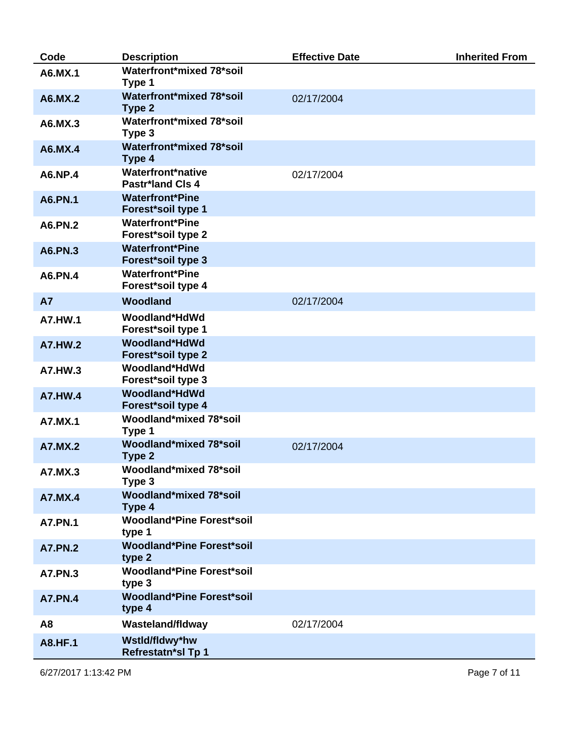| Code | Description | Effective Date | Inherited From |
|---|---|---|---|
| **A6.MX.1** | **Waterfront*mixed 78*soil Type 1** | | |
| **A6.MX.2** | **Waterfront*mixed 78*soil Type 2** | 02/17/2004 | |
| **A6.MX.3** | **Waterfront*mixed 78*soil Type 3** | | |
| **A6.MX.4** | **Waterfront*mixed 78*soil Type 4** | | |
| **A6.NP.4** | **Waterfront*native Pastr*land Cls 4** | 02/17/2004 | |
| **A6.PN.1** | **Waterfront*Pine Forest*soil type 1** | | |
| **A6.PN.2** | **Waterfront*Pine Forest*soil type 2** | | |
| **A6.PN.3** | **Waterfront*Pine Forest*soil type 3** | | |
| **A6.PN.4** | **Waterfront*Pine Forest*soil type 4** | | |
| **A7** | **Woodland** | 02/17/2004 | |
| **A7.HW.1** | **Woodland*HdWd Forest*soil type 1** | | |
| **A7.HW.2** | **Woodland*HdWd Forest*soil type 2** | | |
| **A7.HW.3** | **Woodland*HdWd Forest*soil type 3** | | |
| **A7.HW.4** | **Woodland*HdWd Forest*soil type 4** | | |
| **A7.MX.1** | **Woodland*mixed 78*soil Type 1** | | |
| **A7.MX.2** | **Woodland*mixed 78*soil Type 2** | 02/17/2004 | |
| **A7.MX.3** | **Woodland*mixed 78*soil Type 3** | | |
| **A7.MX.4** | **Woodland*mixed 78*soil Type 4** | | |
| **A7.PN.1** | **Woodland*Pine Forest*soil type 1** | | |
| **A7.PN.2** | **Woodland*Pine Forest*soil type 2** | | |
| **A7.PN.3** | **Woodland*Pine Forest*soil type 3** | | |
| **A7.PN.4** | **Woodland*Pine Forest*soil type 4** | | |
| **A8** | **Wasteland/fldway** | 02/17/2004 | |
| **A8.HF.1** | **Wstld/fldwy*hw Refrestatn*sl Tp 1** | | |

6/27/2017 1:13:42 PM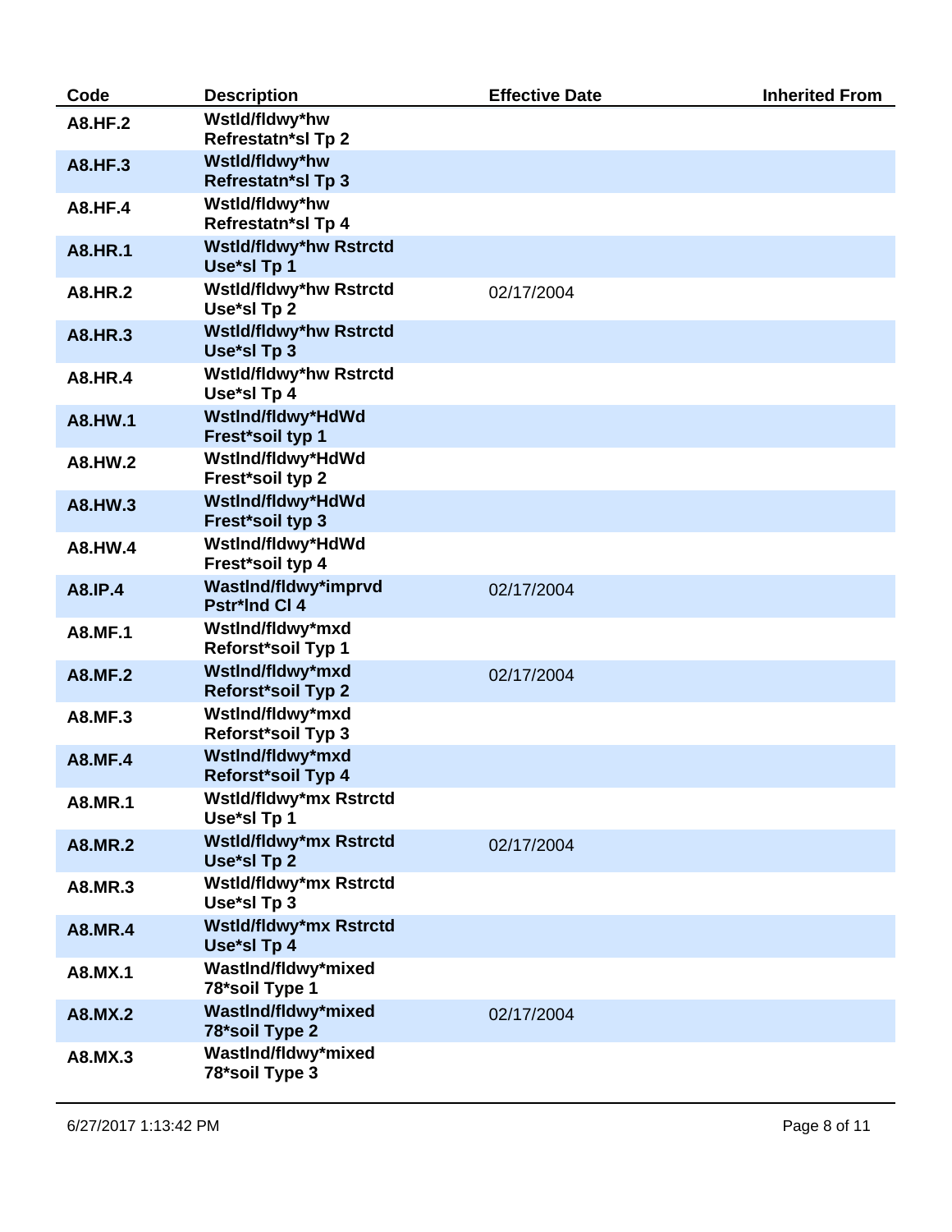| Code | Description | Effective Date | Inherited From |
|---|---|---|---|
| A8.HF.2 | Wstld/fldwy*hw Refrestatn*sl Tp 2 | | |
| A8.HF.3 | Wstld/fldwy*hw Refrestatn*sl Tp 3 | | |
| A8.HF.4 | Wstld/fldwy*hw Refrestatn*sl Tp 4 | | |
| A8.HR.1 | Wstld/fldwy*hw Rstrctd Use*sl Tp 1 | | |
| A8.HR.2 | Wstld/fldwy*hw Rstrctd Use*sl Tp 2 | 02/17/2004 | |
| A8.HR.3 | Wstld/fldwy*hw Rstrctd Use*sl Tp 3 | | |
| A8.HR.4 | Wstld/fldwy*hw Rstrctd Use*sl Tp 4 | | |
| A8.HW.1 | Wstlnd/fldwy*HdWd Frest*soil typ 1 | | |
| A8.HW.2 | Wstlnd/fldwy*HdWd Frest*soil typ 2 | | |
| A8.HW.3 | Wstlnd/fldwy*HdWd Frest*soil typ 3 | | |
| A8.HW.4 | Wstlnd/fldwy*HdWd Frest*soil typ 4 | | |
| A8.IP.4 | Wastlnd/fldwy*imprvd Pstr*lnd Cl 4 | 02/17/2004 | |
| A8.MF.1 | Wstlnd/fldwy*mxd Reforst*soil Typ 1 | | |
| A8.MF.2 | Wstlnd/fldwy*mxd Reforst*soil Typ 2 | 02/17/2004 | |
| A8.MF.3 | Wstlnd/fldwy*mxd Reforst*soil Typ 3 | | |
| A8.MF.4 | Wstlnd/fldwy*mxd Reforst*soil Typ 4 | | |
| A8.MR.1 | Wstld/fldwy*mx Rstrctd Use*sl Tp 1 | | |
| A8.MR.2 | Wstld/fldwy*mx Rstrctd Use*sl Tp 2 | 02/17/2004 | |
| A8.MR.3 | Wstld/fldwy*mx Rstrctd Use*sl Tp 3 | | |
| A8.MR.4 | Wstld/fldwy*mx Rstrctd Use*sl Tp 4 | | |
| A8.MX.1 | Wastlnd/fldwy*mixed 78*soil Type 1 | | |
| A8.MX.2 | Wastlnd/fldwy*mixed 78*soil Type 2 | 02/17/2004 | |
| A8.MX.3 | Wastlnd/fldwy*mixed 78*soil Type 3 | | |

6/27/2017 1:13:42 PM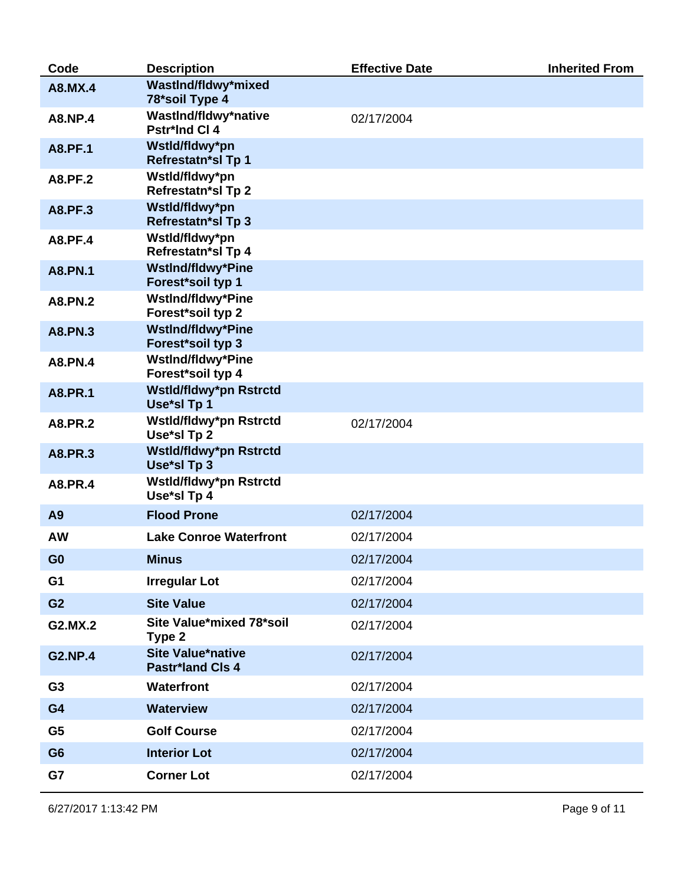| Code | Description | Effective Date | Inherited From |
|---|---|---|---|
| A8.MX.4 | Wastlnd/fldwy*mixed 78*soil Type 4 | | |
| A8.NP.4 | Wastlnd/fldwy*native Pstr*lnd Cl 4 | 02/17/2004 | |
| A8.PF.1 | Wstld/fldwy*pn Refrestatn*sl Tp 1 | | |
| A8.PF.2 | Wstld/fldwy*pn Refrestatn*sl Tp 2 | | |
| A8.PF.3 | Wstld/fldwy*pn Refrestatn*sl Tp 3 | | |
| A8.PF.4 | Wstld/fldwy*pn Refrestatn*sl Tp 4 | | |
| A8.PN.1 | Wstlnd/fldwy*Pine Forest*soil typ 1 | | |
| A8.PN.2 | Wstlnd/fldwy*Pine Forest*soil typ 2 | | |
| A8.PN.3 | Wstlnd/fldwy*Pine Forest*soil typ 3 | | |
| A8.PN.4 | Wstlnd/fldwy*Pine Forest*soil typ 4 | | |
| A8.PR.1 | Wstld/fldwy*pn Rstrctd Use*sl Tp 1 | | |
| A8.PR.2 | Wstld/fldwy*pn Rstrctd Use*sl Tp 2 | 02/17/2004 | |
| A8.PR.3 | Wstld/fldwy*pn Rstrctd Use*sl Tp 3 | | |
| A8.PR.4 | Wstld/fldwy*pn Rstrctd Use*sl Tp 4 | | |
| A9 | Flood Prone | 02/17/2004 | |
| AW | Lake Conroe Waterfront | 02/17/2004 | |
| G0 | Minus | 02/17/2004 | |
| G1 | Irregular Lot | 02/17/2004 | |
| G2 | Site Value | 02/17/2004 | |
| G2.MX.2 | Site Value*mixed 78*soil Type 2 | 02/17/2004 | |
| G2.NP.4 | Site Value*native Pastr*land Cls 4 | 02/17/2004 | |
| G3 | Waterfront | 02/17/2004 | |
| G4 | Waterview | 02/17/2004 | |
| G5 | Golf Course | 02/17/2004 | |
| G6 | Interior Lot | 02/17/2004 | |
| G7 | Corner Lot | 02/17/2004 | |

6/27/2017 1:13:42 PM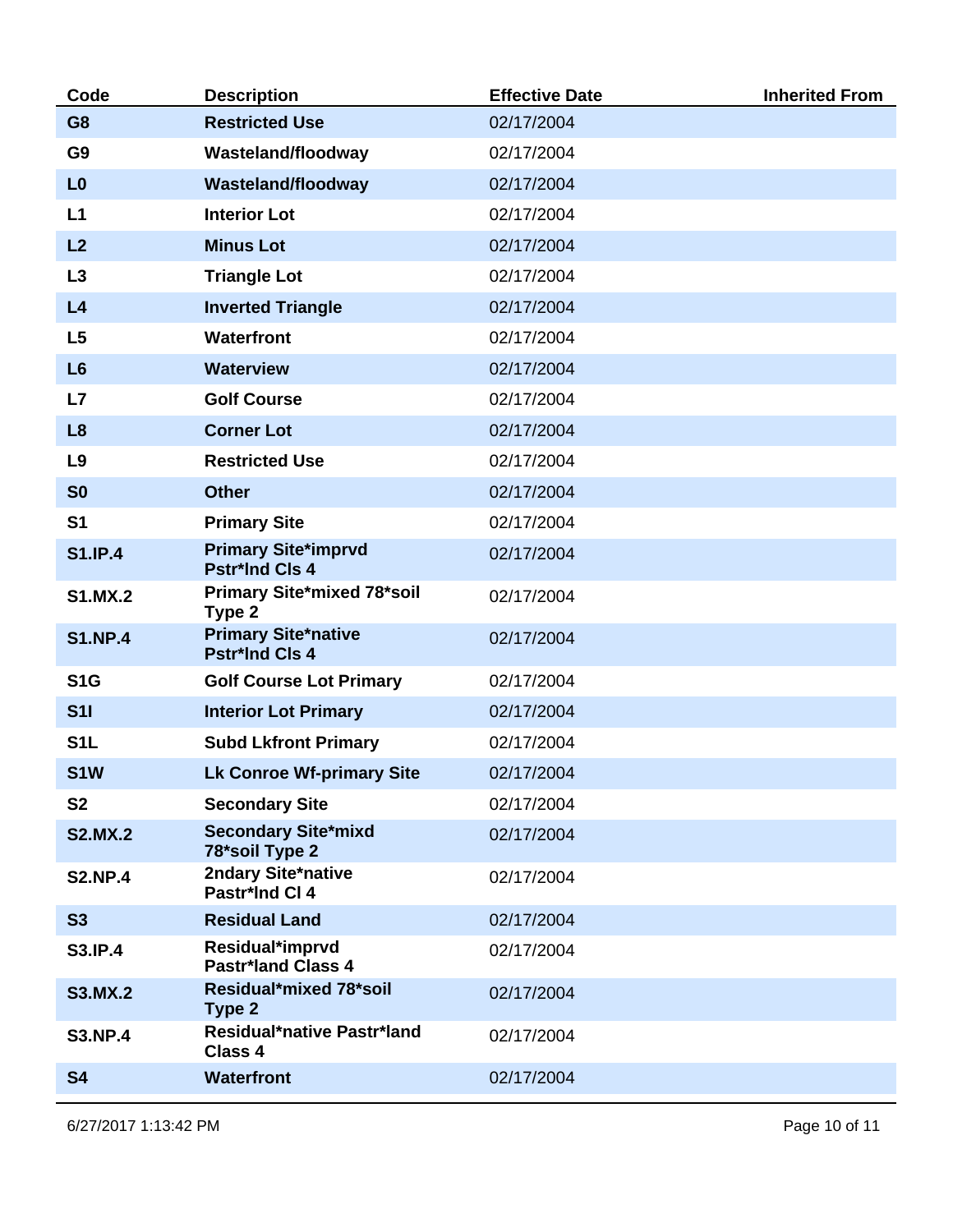| Code | Description | Effective Date | Inherited From |
| --- | --- | --- | --- |
| G8 | Restricted Use | 02/17/2004 | |
| G9 | Wasteland/floodway | 02/17/2004 | |
| L0 | Wasteland/floodway | 02/17/2004 | |
| L1 | Interior Lot | 02/17/2004 | |
| L2 | Minus Lot | 02/17/2004 | |
| L3 | Triangle Lot | 02/17/2004 | |
| L4 | Inverted Triangle | 02/17/2004 | |
| L5 | Waterfront | 02/17/2004 | |
| L6 | Waterview | 02/17/2004 | |
| L7 | Golf Course | 02/17/2004 | |
| L8 | Corner Lot | 02/17/2004 | |
| L9 | Restricted Use | 02/17/2004 | |
| S0 | Other | 02/17/2004 | |
| S1 | Primary Site | 02/17/2004 | |
| S1.IP.4 | Primary Site*imprvd Pstr*lnd Cls 4 | 02/17/2004 | |
| S1.MX.2 | Primary Site*mixed 78*soil Type 2 | 02/17/2004 | |
| S1.NP.4 | Primary Site*native Pstr*lnd Cls 4 | 02/17/2004 | |
| S1G | Golf Course Lot Primary | 02/17/2004 | |
| S1I | Interior Lot Primary | 02/17/2004 | |
| S1L | Subd Lkfront Primary | 02/17/2004 | |
| S1W | Lk Conroe Wf-primary Site | 02/17/2004 | |
| S2 | Secondary Site | 02/17/2004 | |
| S2.MX.2 | Secondary Site*mixd 78*soil Type 2 | 02/17/2004 | |
| S2.NP.4 | 2ndary Site*native Pastr*lnd Cl 4 | 02/17/2004 | |
| S3 | Residual Land | 02/17/2004 | |
| S3.IP.4 | Residual*imprvd Pastr*land Class 4 | 02/17/2004 | |
| S3.MX.2 | Residual*mixed 78*soil Type 2 | 02/17/2004 | |
| S3.NP.4 | Residual*native Pastr*land Class 4 | 02/17/2004 | |
| S4 | Waterfront | 02/17/2004 | |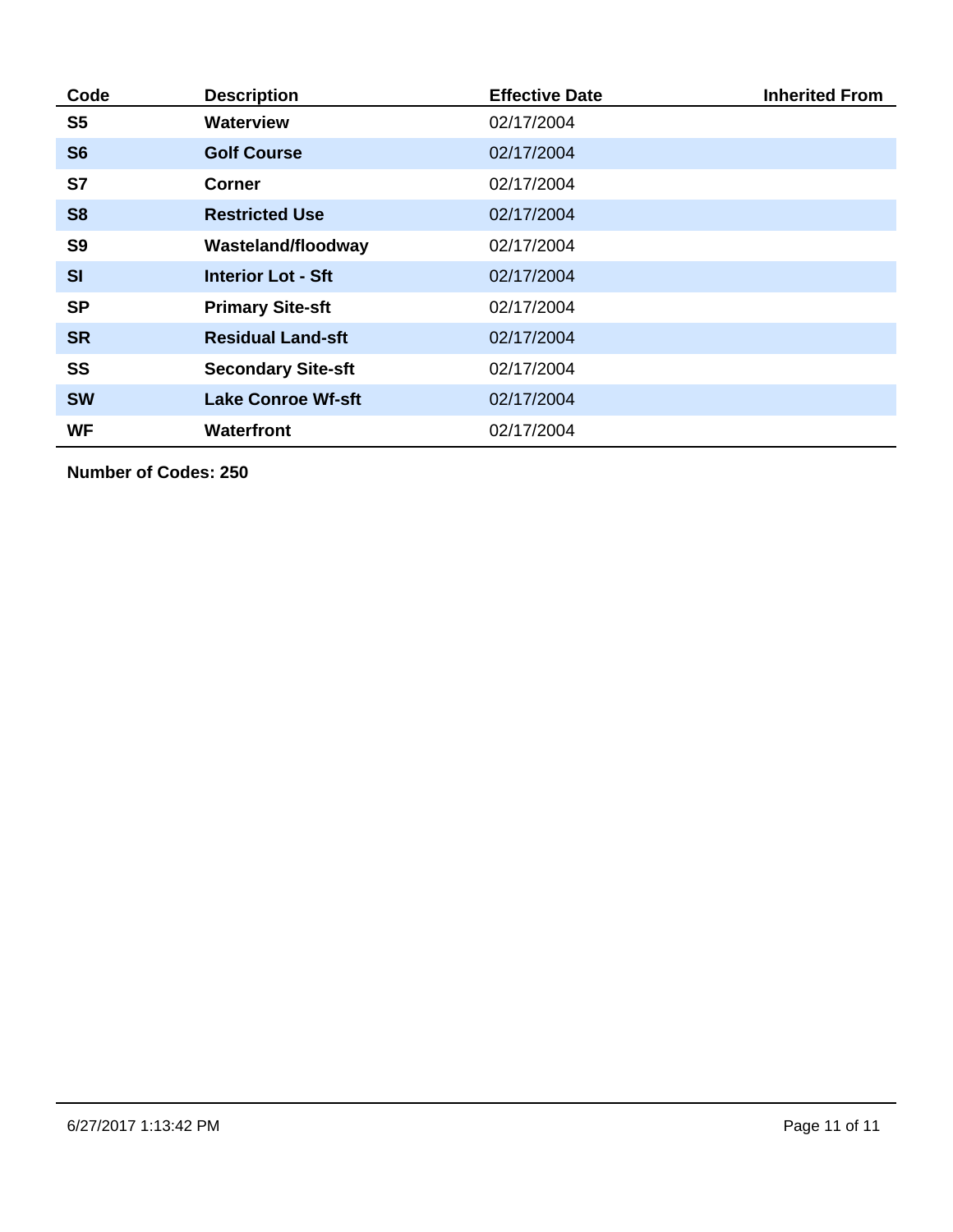| Code | Description | Effective Date | Inherited From |
| --- | --- | --- | --- |
| **S5** | **Waterview** | 02/17/2004 | |
| **S6** | **Golf Course** | 02/17/2004 | |
| **S7** | **Corner** | 02/17/2004 | |
| **S8** | **Restricted Use** | 02/17/2004 | |
| **S9** | **Wasteland/floodway** | 02/17/2004 | |
| **SI** | **Interior Lot - Sft** | 02/17/2004 | |
| **SP** | **Primary Site-sft** | 02/17/2004 | |
| **SR** | **Residual Land-sft** | 02/17/2004 | |
| **SS** | **Secondary Site-sft** | 02/17/2004 | |
| **SW** | **Lake Conroe Wf-sft** | 02/17/2004 | |
| **WF** | **Waterfront** | 02/17/2004 | |

**Number of Codes: 250**